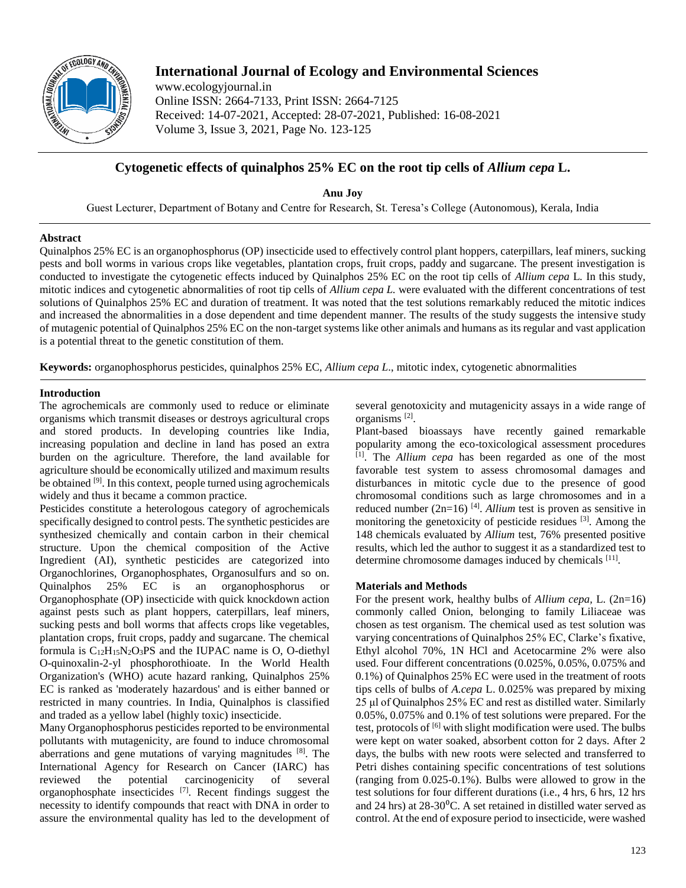# Cytogenetic effects of quinalphos 25% EC on the root tip cells of *Allium cepa* L.

**Anu Joy**

Guest Lecturer, Department of Botany and Centre for Research, St. Teresa's College (Autonomous), Kerala, India

## Abstract

Quinalphos 25% EC is an organophosphorus (OP) insecticide used to effectively control plant hoppers, caterpillars, leaf miners, sucking pests and boll worms in various crops like vegetables, plantation crops, fruit crops, paddy and sugarcane. The present investigation is conducted to investigate the cytogenetic effects induced by Quinalphos 25% EC on the root tip cells of *Allium cepa* L. In this study, mitotic indices and cytogenetic abnormalities of root tip cells of *Allium cepa L.* were evaluated with the different concentrations of test solutions of Quinalphos 25% EC and duration of treatment. It was noted that the test solutions remarkably reduced the mitotic indices and increased the abnormalities in a dose dependent and time dependent manner. The results of the study suggests the intensive study of mutagenic potential of Quinalphos 25% EC on the non-target systems like other animals and humans as its regular and vast application is a potential threat to the genetic constitution of them.

**Keywords:** organophosphorus pesticides, quinalphos 25% EC, *Allium cepa L*., mitotic index, cytogenetic abnormalities

## Introduction

The agrochemicals are commonly used to reduce or eliminate organisms which transmit diseases or destroys agricultural crops and stored products. In developing countries like India, increasing population and decline in land has posed an extra burden on the agriculture. Therefore, the land available for agriculture should be economically utilized and maximum results be obtained [9]. In this context, people turned using agrochemicals widely and thus it became a common practice.

Pesticides constitute a heterologous category of agrochemicals specifically designed to control pests. The synthetic pesticides are synthesized chemically and contain carbon in their chemical structure. Upon the chemical composition of the Active Ingredient (AI), synthetic pesticides are categorized into Organochlorines, Organophosphates, Organosulfurs and so on. Quinalphos 25% EC is an organophosphorus or Organophosphate (OP) insecticide with quick knockdown action against pests such as plant hoppers, caterpillars, leaf miners, sucking pests and boll worms that affects crops like vegetables, plantation crops, fruit crops, paddy and sugarcane. The chemical formula is $C_{12}H_{15}N_2O_3PS$ and the IUPAC name is O, O-diethyl O-quinoxalin-2-yl phosphorothioate. In the World Health Organization's (WHO) acute hazard ranking, Quinalphos 25% EC is ranked as 'moderately hazardous' and is either banned or restricted in many countries. In India, Quinalphos is classified and traded as a yellow label (highly toxic) insecticide.

Many Organophosphorus pesticides reported to be environmental pollutants with mutagenicity, are found to induce chromosomal aberrations and gene mutations of varying magnitudes [8]. The International Agency for Research on Cancer (IARC) has reviewed the potential carcinogenicity of several organophosphate insecticides [7]. Recent findings suggest the necessity to identify compounds that react with DNA in order to assure the environmental quality has led to the development of several genotoxicity and mutagenicity assays in a wide range of organisms [2].

Plant-based bioassays have recently gained remarkable popularity among the eco-toxicological assessment procedures [1]. The *Allium cepa* has been regarded as one of the most favorable test system to assess chromosomal damages and disturbances in mitotic cycle due to the presence of good chromosomal conditions such as large chromosomes and in a reduced number (2n=16) [4]. *Allium* test is proven as sensitive in monitoring the genetoxicity of pesticide residues [3]. Among the 148 chemicals evaluated by *Allium* test, 76% presented positive results, which led the author to suggest it as a standardized test to determine chromosome damages induced by chemicals [11].

## Materials and Methods

For the present work, healthy bulbs of *Allium cepa,* L. (2n=16) commonly called Onion, belonging to family Liliaceae was chosen as test organism. The chemical used as test solution was varying concentrations of Quinalphos 25% EC, Clarke's fixative, Ethyl alcohol 70%, 1N HCl and Acetocarmine 2% were also used. Four different concentrations (0.025%, 0.05%, 0.075% and 0.1%) of Quinalphos 25% EC were used in the treatment of roots tips cells of bulbs of *A.cepa* L. 0.025% was prepared by mixing 25 μl of Quinalphos 25% EC and rest as distilled water. Similarly 0.05%, 0.075% and 0.1% of test solutions were prepared. For the test, protocols of [6] with slight modification were used. The bulbs were kept on water soaked, absorbent cotton for 2 days. After 2 days, the bulbs with new roots were selected and transferred to Petri dishes containing specific concentrations of test solutions (ranging from 0.025-0.1%). Bulbs were allowed to grow in the test solutions for four different durations (i.e., 4 hrs, 6 hrs, 12 hrs and 24 hrs) at 28-30$^0$C. A set retained in distilled water served as control. At the end of exposure period to insecticide, were washed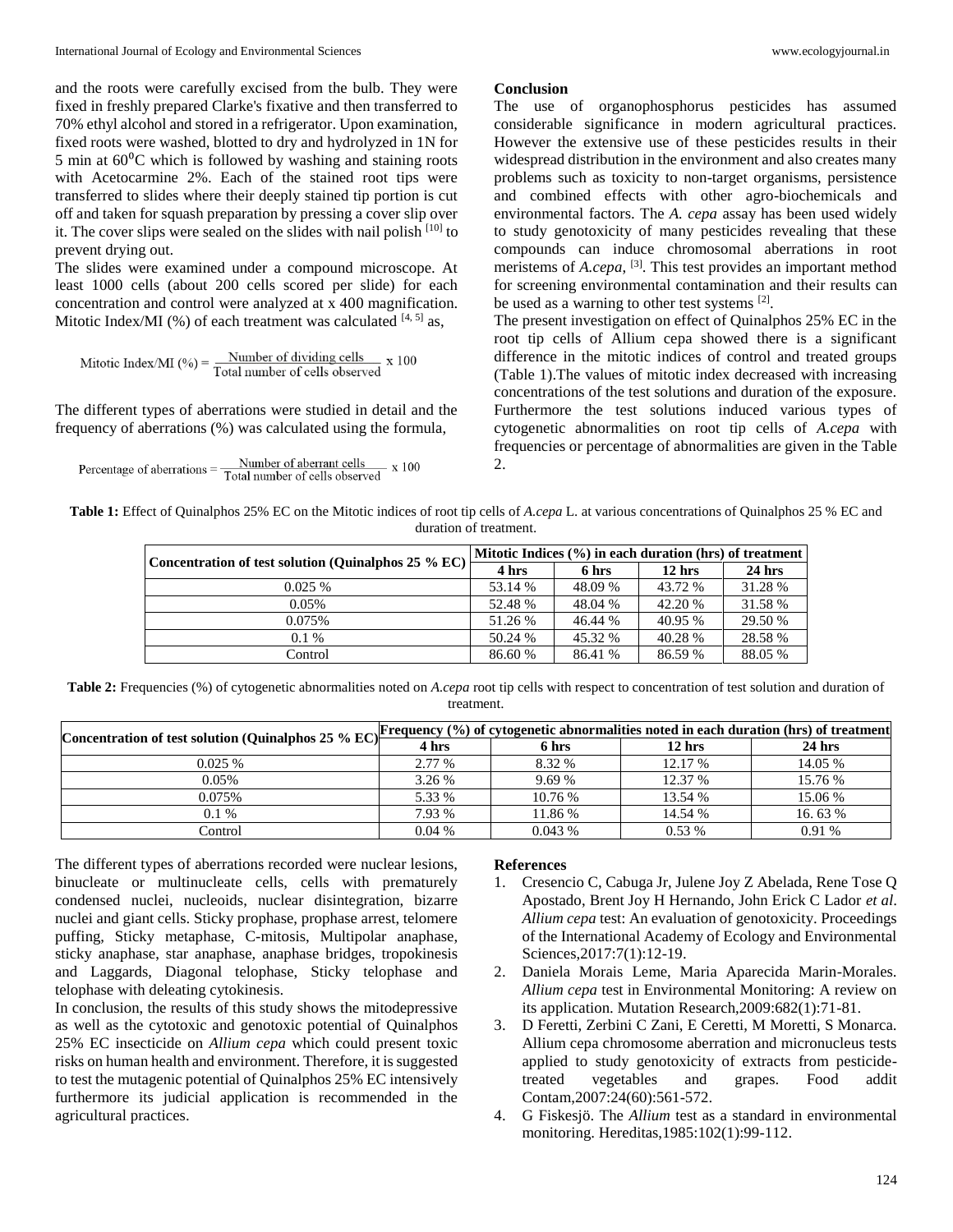and the roots were carefully excised from the bulb. They were fixed in freshly prepared Clarke's fixative and then transferred to 70% ethyl alcohol and stored in a refrigerator. Upon examination, fixed roots were washed, blotted to dry and hydrolyzed in 1N for 5 min at $60^0$C which is followed by washing and staining roots with Acetocarmine 2%. Each of the stained root tips were transferred to slides where their deeply stained tip portion is cut off and taken for squash preparation by pressing a cover slip over it. The cover slips were sealed on the slides with nail polish [10] to prevent drying out.

The slides were examined under a compound microscope. At least 1000 cells (about 200 cells scored per slide) for each concentration and control were analyzed at x 400 magnification. Mitotic Index/MI (%) of each treatment was calculated [4, 5] as,

$$\text{Mitotic Index/MI (\%)} = \frac{\text{Number of dividing cells}}{\text{Total number of cells observed}} \times 100$$

The different types of aberrations were studied in detail and the frequency of aberrations (%) was calculated using the formula,

$$\text{Percentage of aberrations} = \frac{\text{Number of aberrant cells}}{\text{Total number of cells observed}} \times 100$$

## Conclusion

The use of organophosphorus pesticides has assumed considerable significance in modern agricultural practices. However the extensive use of these pesticides results in their widespread distribution in the environment and also creates many problems such as toxicity to non-target organisms, persistence and combined effects with other agro-biochemicals and environmental factors. The *A. cepa* assay has been used widely to study genotoxicity of many pesticides revealing that these compounds can induce chromosomal aberrations in root meristems of *A.cepa*, [3]. This test provides an important method for screening environmental contamination and their results can be used as a warning to other test systems [2].

The present investigation on effect of Quinalphos 25% EC in the root tip cells of Allium cepa showed there is a significant difference in the mitotic indices of control and treated groups (Table 1).The values of mitotic index decreased with increasing concentrations of the test solutions and duration of the exposure. Furthermore the test solutions induced various types of cytogenetic abnormalities on root tip cells of *A.cepa* with frequencies or percentage of abnormalities are given in the Table 2.

**Table 1:** Effect of Quinalphos 25% EC on the Mitotic indices of root tip cells of *A.cepa* L. at various concentrations of Quinalphos 25 % EC and duration of treatment.

| Concentration of test solution (Quinalphos 25 % EC) | Mitotic Indices (%) in each duration (hrs) of treatment | | | |
|---|---|---|---|---|
| | 4 hrs | 6 hrs | 12 hrs | 24 hrs |
| 0.025 % | 53.14 % | 48.09 % | 43.72 % | 31.28 % |
| 0.05% | 52.48 % | 48.04 % | 42.20 % | 31.58 % |
| 0.075% | 51.26 % | 46.44 % | 40.95 % | 29.50 % |
| 0.1 % | 50.24 % | 45.32 % | 40.28 % | 28.58 % |
| Control | 86.60 % | 86.41 % | 86.59 % | 88.05 % |

**Table 2:** Frequencies (%) of cytogenetic abnormalities noted on *A.cepa* root tip cells with respect to concentration of test solution and duration of treatment.

| Concentration of test solution (Quinalphos 25 % EC) | Frequency (%) of cytogenetic abnormalities noted in each duration (hrs) of treatment | | | |
|---|---|---|---|---|
| | 4 hrs | 6 hrs | 12 hrs | 24 hrs |
| 0.025 % | 2.77 % | 8.32 % | 12.17 % | 14.05 % |
| 0.05% | 3.26 % | 9.69 % | 12.37 % | 15.76 % |
| 0.075% | 5.33 % | 10.76 % | 13.54 % | 15.06 % |
| 0.1 % | 7.93 % | 11.86 % | 14.54 % | 16. 63 % |
| Control | 0.04 % | 0.043 % | 0.53 % | 0.91 % |

The different types of aberrations recorded were nuclear lesions, binucleate or multinucleate cells, cells with prematurely condensed nuclei, nucleoids, nuclear disintegration, bizarre nuclei and giant cells. Sticky prophase, prophase arrest, telomere puffing, Sticky metaphase, C-mitosis, Multipolar anaphase, sticky anaphase, star anaphase, anaphase bridges, tropokinesis and Laggards, Diagonal telophase, Sticky telophase and telophase with deleating cytokinesis.

In conclusion, the results of this study shows the mitodepressive as well as the cytotoxic and genotoxic potential of Quinalphos 25% EC insecticide on *Allium cepa* which could present toxic risks on human health and environment. Therefore, it is suggested to test the mutagenic potential of Quinalphos 25% EC intensively furthermore its judicial application is recommended in the agricultural practices.

## References

1. Cresencio C, Cabuga Jr, Julene Joy Z Abelada, Rene Tose Q Apostado, Brent Joy H Hernando, John Erick C Lador *et al*. *Allium cepa* test: An evaluation of genotoxicity. Proceedings of the International Academy of Ecology and Environmental Sciences,2017:7(1):12-19.
2. Daniela Morais Leme, Maria Aparecida Marin-Morales. *Allium cepa* test in Environmental Monitoring: A review on its application. Mutation Research,2009:682(1):71-81.
3. D Feretti, Zerbini C Zani, E Ceretti, M Moretti, S Monarca. Allium cepa chromosome aberration and micronucleus tests applied to study genotoxicity of extracts from pesticide-treated vegetables and grapes. Food addit Contam,2007:24(60):561-572.
4. G Fiskesjö. The *Allium* test as a standard in environmental monitoring. Hereditas,1985:102(1):99-112.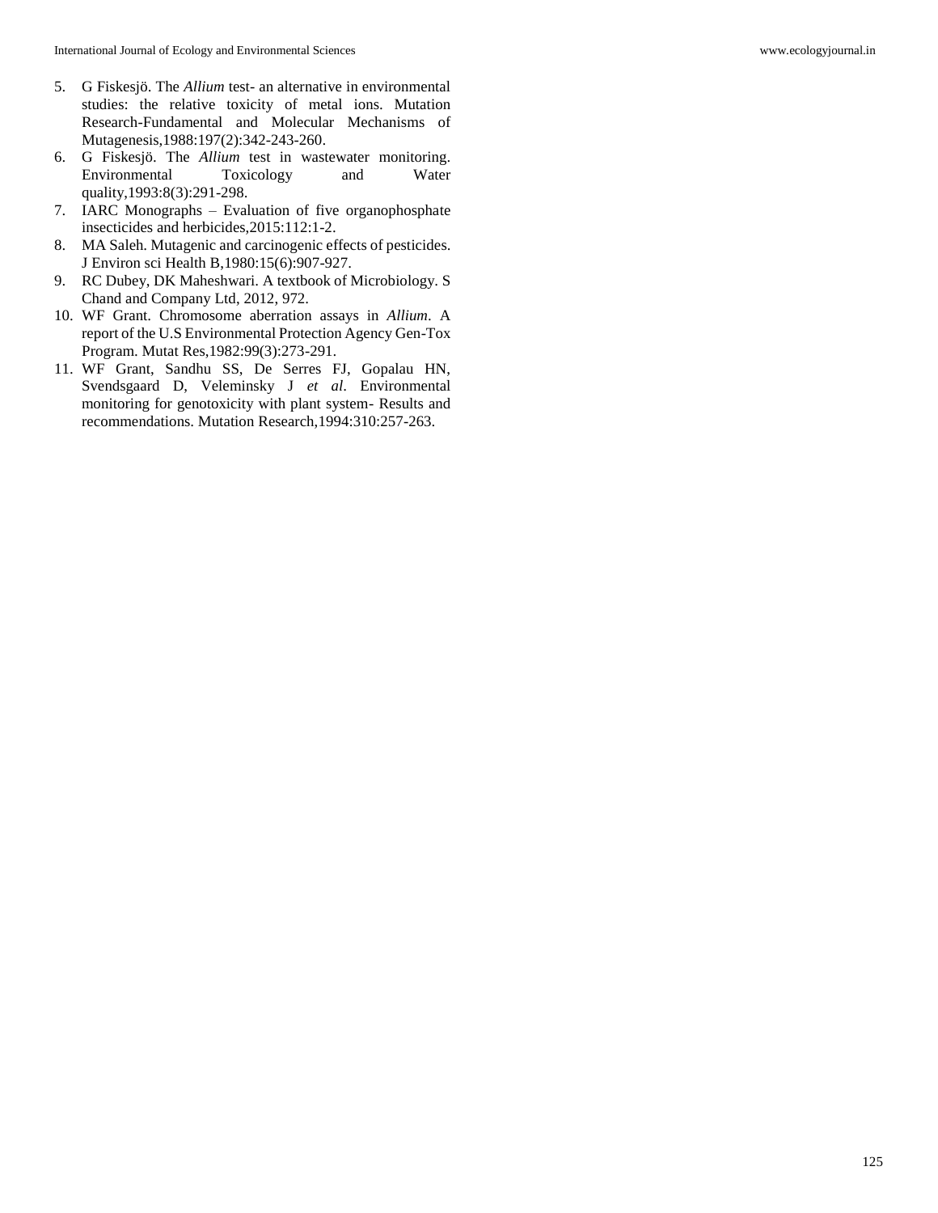5. G Fiskesjö. The *Allium* test- an alternative in environmental studies: the relative toxicity of metal ions. Mutation Research-Fundamental and Molecular Mechanisms of Mutagenesis,1988:197(2):342-243-260.
6. G Fiskesjö. The *Allium* test in wastewater monitoring. Environmental Toxicology and Water quality,1993:8(3):291-298.
7. IARC Monographs – Evaluation of five organophosphate insecticides and herbicides,2015:112:1-2.
8. MA Saleh. Mutagenic and carcinogenic effects of pesticides. J Environ sci Health B,1980:15(6):907-927.
9. RC Dubey, DK Maheshwari. A textbook of Microbiology. S Chand and Company Ltd, 2012, 972.
10. WF Grant. Chromosome aberration assays in *Allium*. A report of the U.S Environmental Protection Agency Gen-Tox Program. Mutat Res,1982:99(3):273-291.
11. WF Grant, Sandhu SS, De Serres FJ, Gopalau HN, Svendsgaard D, Veleminsky J *et al*. Environmental monitoring for genotoxicity with plant system- Results and recommendations. Mutation Research,1994:310:257-263.